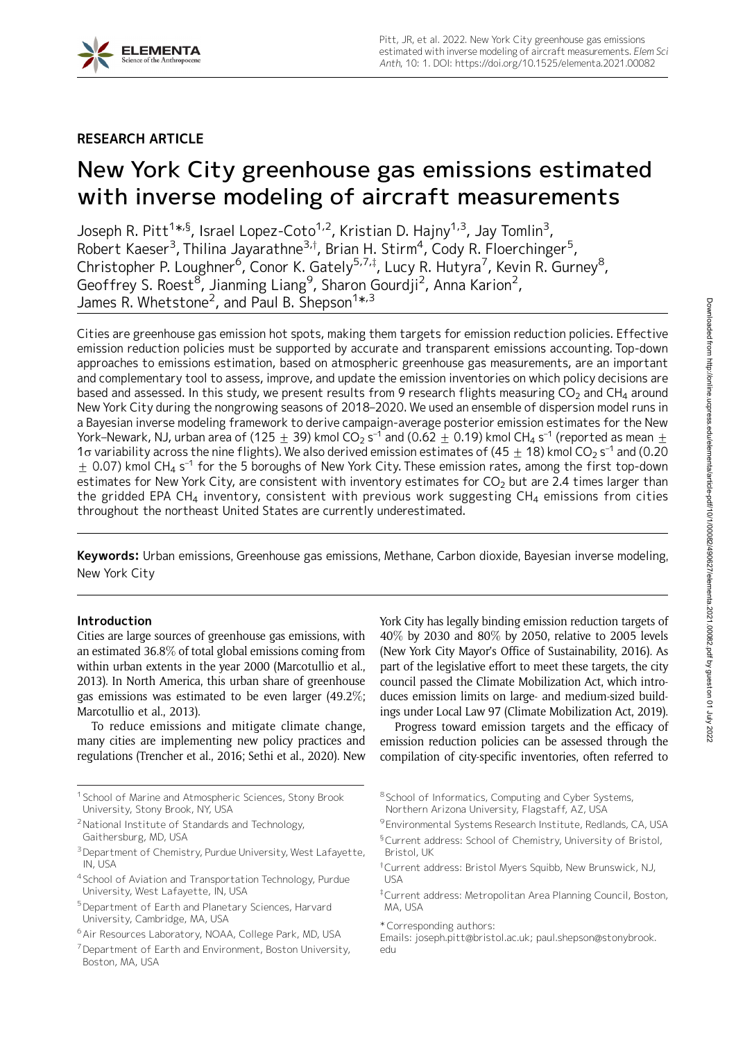RESEARCH ARTICLE

# New York City greenhouse gas emissions estimated with inverse modeling of aircraft measurements

Joseph R. Pitt[1*,§], Israel Lopez-Coto[1,2], Kristian D. Hajny[1,3], Jay Tomlin[3], Robert Kaeser[3], Thilina Jayarathne[3,†], Brian H. Stirm[4], Cody R. Floerchinger[5], Christopher P. Loughner[6], Conor K. Gately[5,7,‡], Lucy R. Hutyra[7], Kevin R. Gurney[8], Geoffrey S. Roest[8], Jianming Liang[9], Sharon Gourdji[2], Anna Karion[2], James R. Whetstone[2], and Paul B. Shepson[1*,3]

Cities are greenhouse gas emission hot spots, making them targets for emission reduction policies. Effective emission reduction policies must be supported by accurate and transparent emissions accounting. Top-down approaches to emissions estimation, based on atmospheric greenhouse gas measurements, are an important and complementary tool to assess, improve, and update the emission inventories on which policy decisions are based and assessed. In this study, we present results from 9 research flights measuring $CO_2$ and $CH_4$ around New York City during the nongrowing seasons of 2018–2020. We used an ensemble of dispersion model runs in a Bayesian inverse modeling framework to derive campaign-average posterior emission estimates for the New York–Newark, NJ, urban area of (125 $\pm$ 39) kmol $CO_2$ $s^{-1}$ and (0.62 $\pm$ 0.19) kmol $CH_4$ $s^{-1}$ (reported as mean $\pm$ 1$\sigma$ variability across the nine flights). We also derived emission estimates of (45 $\pm$ 18) kmol $CO_2$ $s^{-1}$ and (0.20 $\pm$ 0.07) kmol $CH_4$ $s^{-1}$ for the 5 boroughs of New York City. These emission rates, among the first top-down estimates for New York City, are consistent with inventory estimates for $CO_2$ but are 2.4 times larger than the gridded EPA $CH_4$ inventory, consistent with previous work suggesting $CH_4$ emissions from cities throughout the northeast United States are currently underestimated.

**Keywords:** Urban emissions, Greenhouse gas emissions, Methane, Carbon dioxide, Bayesian inverse modeling, New York City

## Introduction

Cities are large sources of greenhouse gas emissions, with an estimated 36.8% of total global emissions coming from within urban extents in the year 2000 (Marcotullio et al., 2013). In North America, this urban share of greenhouse gas emissions was estimated to be even larger (49.2%; Marcotullio et al., 2013).

To reduce emissions and mitigate climate change, many cities are implementing new policy practices and regulations (Trencher et al., 2016; Sethi et al., 2020). New York City has legally binding emission reduction targets of 40% by 2030 and 80% by 2050, relative to 2005 levels (New York City Mayor's Office of Sustainability, 2016). As part of the legislative effort to meet these targets, the city council passed the Climate Mobilization Act, which introduces emission limits on large- and medium-sized buildings under Local Law 97 (Climate Mobilization Act, 2019).

Progress toward emission targets and the efficacy of emission reduction policies can be assessed through the compilation of city-specific inventories, often referred to

[1] School of Marine and Atmospheric Sciences, Stony Brook University, Stony Brook, NY, USA

[2] National Institute of Standards and Technology, Gaithersburg, MD, USA

[3] Department of Chemistry, Purdue University, West Lafayette, IN, USA

[4] School of Aviation and Transportation Technology, Purdue University, West Lafayette, IN, USA

[5] Department of Earth and Planetary Sciences, Harvard University, Cambridge, MA, USA

[6] Air Resources Laboratory, NOAA, College Park, MD, USA

[7] Department of Earth and Environment, Boston University, Boston, MA, USA

[8] School of Informatics, Computing and Cyber Systems, Northern Arizona University, Flagstaff, AZ, USA

[9] Environmental Systems Research Institute, Redlands, CA, USA

[§] Current address: School of Chemistry, University of Bristol, Bristol, UK

[†] Current address: Bristol Myers Squibb, New Brunswick, NJ, USA

[‡] Current address: Metropolitan Area Planning Council, Boston, MA, USA

\* Corresponding authors:
Emails: joseph.pitt@bristol.ac.uk; paul.shepson@stonybrook.edu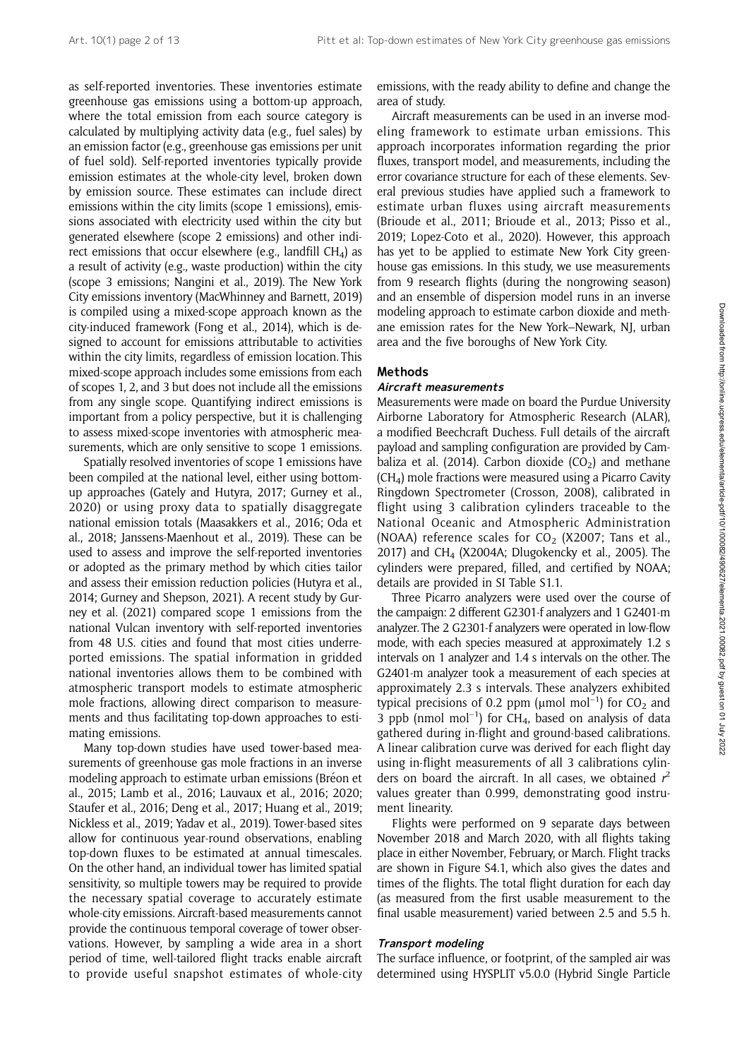as self-reported inventories. These inventories estimate greenhouse gas emissions using a bottom-up approach, where the total emission from each source category is calculated by multiplying activity data (e.g., fuel sales) by an emission factor (e.g., greenhouse gas emissions per unit of fuel sold). Self-reported inventories typically provide emission estimates at the whole-city level, broken down by emission source. These estimates can include direct emissions within the city limits (scope 1 emissions), emissions associated with electricity used within the city but generated elsewhere (scope 2 emissions) and other indirect emissions that occur elsewhere (e.g., landfill $CH_4$) as a result of activity (e.g., waste production) within the city (scope 3 emissions; Nangini et al., 2019). The New York City emissions inventory (MacWhinney and Barnett, 2019) is compiled using a mixed-scope approach known as the city-induced framework (Fong et al., 2014), which is designed to account for emissions attributable to activities within the city limits, regardless of emission location. This mixed-scope approach includes some emissions from each of scopes 1, 2, and 3 but does not include all the emissions from any single scope. Quantifying indirect emissions is important from a policy perspective, but it is challenging to assess mixed-scope inventories with atmospheric measurements, which are only sensitive to scope 1 emissions.

Spatially resolved inventories of scope 1 emissions have been compiled at the national level, either using bottom-up approaches (Gately and Hutyra, 2017; Gurney et al., 2020) or using proxy data to spatially disaggregate national emission totals (Maasakkers et al., 2016; Oda et al., 2018; Janssens-Maenhout et al., 2019). These can be used to assess and improve the self-reported inventories or adopted as the primary method by which cities tailor and assess their emission reduction policies (Hutyra et al., 2014; Gurney and Shepson, 2021). A recent study by Gurney et al. (2021) compared scope 1 emissions from the national Vulcan inventory with self-reported inventories from 48 U.S. cities and found that most cities underreported emissions. The spatial information in gridded national inventories allows them to be combined with atmospheric transport models to estimate atmospheric mole fractions, allowing direct comparison to measurements and thus facilitating top-down approaches to estimating emissions.

Many top-down studies have used tower-based measurements of greenhouse gas mole fractions in an inverse modeling approach to estimate urban emissions (Bréon et al., 2015; Lamb et al., 2016; Lauvaux et al., 2016; 2020; Staufer et al., 2016; Deng et al., 2017; Huang et al., 2019; Nickless et al., 2019; Yadav et al., 2019). Tower-based sites allow for continuous year-round observations, enabling top-down fluxes to be estimated at annual timescales. On the other hand, an individual tower has limited spatial sensitivity, so multiple towers may be required to provide the necessary spatial coverage to accurately estimate whole-city emissions. Aircraft-based measurements cannot provide the continuous temporal coverage of tower observations. However, by sampling a wide area in a short period of time, well-tailored flight tracks enable aircraft to provide useful snapshot estimates of whole-city emissions, with the ready ability to define and change the area of study.

Aircraft measurements can be used in an inverse modeling framework to estimate urban emissions. This approach incorporates information regarding the prior fluxes, transport model, and measurements, including the error covariance structure for each of these elements. Several previous studies have applied such a framework to estimate urban fluxes using aircraft measurements (Brioude et al., 2011; Brioude et al., 2013; Pisso et al., 2019; Lopez-Coto et al., 2020). However, this approach has yet to be applied to estimate New York City greenhouse gas emissions. In this study, we use measurements from 9 research flights (during the nongrowing season) and an ensemble of dispersion model runs in an inverse modeling approach to estimate carbon dioxide and methane emission rates for the New York–Newark, NJ, urban area and the five boroughs of New York City.

## Methods

### Aircraft measurements

Measurements were made on board the Purdue University Airborne Laboratory for Atmospheric Research (ALAR), a modified Beechcraft Duchess. Full details of the aircraft payload and sampling configuration are provided by Cambaliza et al. (2014). Carbon dioxide ($CO_2$) and methane ($CH_4$) mole fractions were measured using a Picarro Cavity Ringdown Spectrometer (Crosson, 2008), calibrated in flight using 3 calibration cylinders traceable to the National Oceanic and Atmospheric Administration (NOAA) reference scales for $CO_2$ (X2007; Tans et al., 2017) and $CH_4$ (X2004A; Dlugokencky et al., 2005). The cylinders were prepared, filled, and certified by NOAA; details are provided in SI Table S1.1.

Three Picarro analyzers were used over the course of the campaign: 2 different G2301-f analyzers and 1 G2401-m analyzer. The 2 G2301-f analyzers were operated in low-flow mode, with each species measured at approximately 1.2 s intervals on 1 analyzer and 1.4 s intervals on the other. The G2401-m analyzer took a measurement of each species at approximately 2.3 s intervals. These analyzers exhibited typical precisions of 0.2 ppm (μmol $mol^{-1}$) for $CO_2$ and 3 ppb (nmol $mol^{-1}$) for $CH_4$, based on analysis of data gathered during in-flight and ground-based calibrations. A linear calibration curve was derived for each flight day using in-flight measurements of all 3 calibrations cylinders on board the aircraft. In all cases, we obtained $r^2$ values greater than 0.999, demonstrating good instrument linearity.

Flights were performed on 9 separate days between November 2018 and March 2020, with all flights taking place in either November, February, or March. Flight tracks are shown in Figure S4.1, which also gives the dates and times of the flights. The total flight duration for each day (as measured from the first usable measurement to the final usable measurement) varied between 2.5 and 5.5 h.

### Transport modeling

The surface influence, or footprint, of the sampled air was determined using HYSPLIT v5.0.0 (Hybrid Single Particle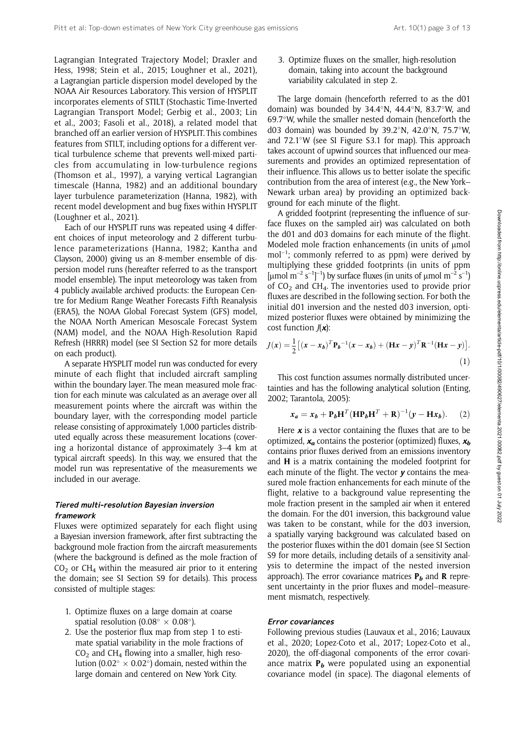Lagrangian Integrated Trajectory Model; Draxler and Hess, 1998; Stein et al., 2015; Loughner et al., 2021), a Lagrangian particle dispersion model developed by the NOAA Air Resources Laboratory. This version of HYSPLIT incorporates elements of STILT (Stochastic Time-Inverted Lagrangian Transport Model; Gerbig et al., 2003; Lin et al., 2003; Fasoli et al., 2018), a related model that branched off an earlier version of HYSPLIT. This combines features from STILT, including options for a different vertical turbulence scheme that prevents well-mixed particles from accumulating in low-turbulence regions (Thomson et al., 1997), a varying vertical Lagrangian timescale (Hanna, 1982) and an additional boundary layer turbulence parameterization (Hanna, 1982), with recent model development and bug fixes within HYSPLIT (Loughner et al., 2021).

Each of our HYSPLIT runs was repeated using 4 different choices of input meteorology and 2 different turbulence parameterizations (Hanna, 1982; Kantha and Clayson, 2000) giving us an 8-member ensemble of dispersion model runs (hereafter referred to as the transport model ensemble). The input meteorology was taken from 4 publicly available archived products: the European Centre for Medium Range Weather Forecasts Fifth Reanalysis (ERA5), the NOAA Global Forecast System (GFS) model, the NOAA North American Mesoscale Forecast System (NAM) model, and the NOAA High-Resolution Rapid Refresh (HRRR) model (see SI Section S2 for more details on each product).

A separate HYSPLIT model run was conducted for every minute of each flight that included aircraft sampling within the boundary layer. The mean measured mole fraction for each minute was calculated as an average over all measurement points where the aircraft was within the boundary layer, with the corresponding model particle release consisting of approximately 1,000 particles distributed equally across these measurement locations (covering a horizontal distance of approximately 3–4 km at typical aircraft speeds). In this way, we ensured that the model run was representative of the measurements we included in our average.

### Tiered multi-resolution Bayesian inversion framework

Fluxes were optimized separately for each flight using a Bayesian inversion framework, after first subtracting the background mole fraction from the aircraft measurements (where the background is defined as the mole fraction of $CO_2$ or $CH_4$ within the measured air prior to it entering the domain; see SI Section S9 for details). This process consisted of multiple stages:

1. Optimize fluxes on a large domain at coarse spatial resolution ($0.08^\circ \times 0.08^\circ$).
2. Use the posterior flux map from step 1 to estimate spatial variability in the mole fractions of $CO_2$ and $CH_4$ flowing into a smaller, high resolution ($0.02^\circ \times 0.02^\circ$) domain, nested within the large domain and centered on New York City.
3. Optimize fluxes on the smaller, high-resolution domain, taking into account the background variability calculated in step 2.

The large domain (henceforth referred to as the d01 domain) was bounded by 34.4°N, 44.4°N, 83.7°W, and 69.7°W, while the smaller nested domain (henceforth the d03 domain) was bounded by 39.2°N, 42.0°N, 75.7°W, and 72.1°W (see SI Figure S3.1 for map). This approach takes account of upwind sources that influenced our measurements and provides an optimized representation of their influence. This allows us to better isolate the specific contribution from the area of interest (e.g., the New York–Newark urban area) by providing an optimized background for each minute of the flight.

A gridded footprint (representing the influence of surface fluxes on the sampled air) was calculated on both the d01 and d03 domains for each minute of the flight. Modeled mole fraction enhancements (in units of μmol mol$^{-1}$; commonly referred to as ppm) were derived by multiplying these gridded footprints (in units of ppm [μmol m$^{-2}$ s$^{-1}$]$^{-1}$) by surface fluxes (in units of μmol m$^{-2}$ s$^{-1}$) of $CO_2$ and $CH_4$. The inventories used to provide prior fluxes are described in the following section. For both the initial d01 inversion and the nested d03 inversion, optimized posterior fluxes were obtained by minimizing the cost function $J(\boldsymbol{x})$:

$$J(\boldsymbol{x}) = \frac{1}{2}\left[(\boldsymbol{x}-\boldsymbol{x_b})^T \mathbf{P_b}^{-1}(\boldsymbol{x}-\boldsymbol{x_b}) + (\mathbf{H}\boldsymbol{x}-\boldsymbol{y})^T \mathbf{R}^{-1}(\mathbf{H}\boldsymbol{x}-\boldsymbol{y})\right]. \quad (1)$$

This cost function assumes normally distributed uncertainties and has the following analytical solution (Enting, 2002; Tarantola, 2005):

$$\boldsymbol{x_a} = \boldsymbol{x_b} + \mathbf{P_b}\mathbf{H}^T(\mathbf{H}\mathbf{P_b}\mathbf{H}^T + \mathbf{R})^{-1}(\boldsymbol{y} - \mathbf{H}\boldsymbol{x_b}). \quad (2)$$

Here $\boldsymbol{x}$ is a vector containing the fluxes that are to be optimized, $\boldsymbol{x_a}$ contains the posterior (optimized) fluxes, $\boldsymbol{x_b}$ contains prior fluxes derived from an emissions inventory and $\mathbf{H}$ is a matrix containing the modeled footprint for each minute of the flight. The vector $\boldsymbol{y}$ contains the measured mole fraction enhancements for each minute of the flight, relative to a background value representing the mole fraction present in the sampled air when it entered the domain. For the d01 inversion, this background value was taken to be constant, while for the d03 inversion, a spatially varying background was calculated based on the posterior fluxes within the d01 domain (see SI Section S9 for more details, including details of a sensitivity analysis to determine the impact of the nested inversion approach). The error covariance matrices $\mathbf{P_b}$ and $\mathbf{R}$ represent uncertainty in the prior fluxes and model–measurement mismatch, respectively.

### Error covariances

Following previous studies (Lauvaux et al., 2016; Lauvaux et al., 2020; Lopez-Coto et al., 2017; Lopez-Coto et al., 2020), the off-diagonal components of the error covariance matrix $\mathbf{P_b}$ were populated using an exponential covariance model (in space). The diagonal elements of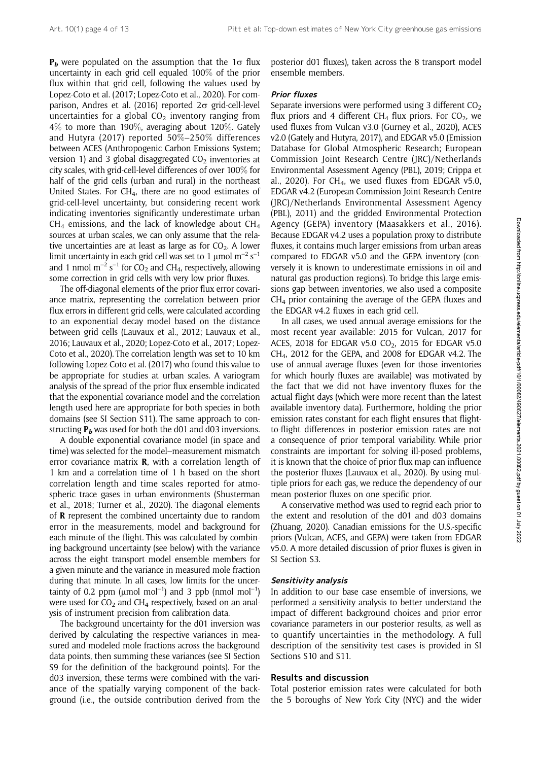$\mathbf{P}_b$ were populated on the assumption that the $1\sigma$ flux uncertainty in each grid cell equaled 100% of the prior flux within that grid cell, following the values used by Lopez-Coto et al. (2017; Lopez-Coto et al., 2020). For comparison, Andres et al. (2016) reported $2\sigma$ grid-cell-level uncertainties for a global $CO_2$ inventory ranging from 4% to more than 190%, averaging about 120%. Gately and Hutyra (2017) reported 50%–250% differences between ACES (Anthropogenic Carbon Emissions System; version 1) and 3 global disaggregated $CO_2$ inventories at city scales, with grid-cell-level differences of over 100% for half of the grid cells (urban and rural) in the northeast United States. For $CH_4$, there are no good estimates of grid-cell-level uncertainty, but considering recent work indicating inventories significantly underestimate urban $CH_4$ emissions, and the lack of knowledge about $CH_4$ sources at urban scales, we can only assume that the relative uncertainties are at least as large as for $CO_2$. A lower limit uncertainty in each grid cell was set to 1 $\mu$mol m$^{-2}$ s$^{-1}$ and 1 nmol m$^{-2}$ s$^{-1}$ for $CO_2$ and $CH_4$, respectively, allowing some correction in grid cells with very low prior fluxes.

The off-diagonal elements of the prior flux error covariance matrix, representing the correlation between prior flux errors in different grid cells, were calculated according to an exponential decay model based on the distance between grid cells (Lauvaux et al., 2012; Lauvaux et al., 2016; Lauvaux et al., 2020; Lopez-Coto et al., 2017; Lopez-Coto et al., 2020). The correlation length was set to 10 km following Lopez-Coto et al. (2017) who found this value to be appropriate for studies at urban scales. A variogram analysis of the spread of the prior flux ensemble indicated that the exponential covariance model and the correlation length used here are appropriate for both species in both domains (see SI Section S11). The same approach to constructing $\mathbf{P}_b$ was used for both the d01 and d03 inversions.

A double exponential covariance model (in space and time) was selected for the model–measurement mismatch error covariance matrix $\mathbf{R}$, with a correlation length of 1 km and a correlation time of 1 h based on the short correlation length and time scales reported for atmospheric trace gases in urban environments (Shusterman et al., 2018; Turner et al., 2020). The diagonal elements of $\mathbf{R}$ represent the combined uncertainty due to random error in the measurements, model and background for each minute of the flight. This was calculated by combining background uncertainty (see below) with the variance across the eight transport model ensemble members for a given minute and the variance in measured mole fraction during that minute. In all cases, low limits for the uncertainty of 0.2 ppm ($\mu$mol mol$^{-1}$) and 3 ppb (nmol mol$^{-1}$) were used for $CO_2$ and $CH_4$ respectively, based on an analysis of instrument precision from calibration data.

The background uncertainty for the d01 inversion was derived by calculating the respective variances in measured and modeled mole fractions across the background data points, then summing these variances (see SI Section S9 for the definition of the background points). For the d03 inversion, these terms were combined with the variance of the spatially varying component of the background (i.e., the outside contribution derived from the posterior d01 fluxes), taken across the 8 transport model ensemble members.

#### *Prior fluxes*

Separate inversions were performed using 3 different $CO_2$ flux priors and 4 different $CH_4$ flux priors. For $CO_2$, we used fluxes from Vulcan v3.0 (Gurney et al., 2020), ACES v2.0 (Gately and Hutyra, 2017), and EDGAR v5.0 (Emission Database for Global Atmospheric Research; European Commission Joint Research Centre (JRC)/Netherlands Environmental Assessment Agency (PBL), 2019; Crippa et al., 2020). For $CH_4$, we used fluxes from EDGAR v5.0, EDGAR v4.2 (European Commission Joint Research Centre (JRC)/Netherlands Environmental Assessment Agency (PBL), 2011) and the gridded Environmental Protection Agency (GEPA) inventory (Maasakkers et al., 2016). Because EDGAR v4.2 uses a population proxy to distribute fluxes, it contains much larger emissions from urban areas compared to EDGAR v5.0 and the GEPA inventory (conversely it is known to underestimate emissions in oil and natural gas production regions). To bridge this large emissions gap between inventories, we also used a composite $CH_4$ prior containing the average of the GEPA fluxes and the EDGAR v4.2 fluxes in each grid cell.

In all cases, we used annual average emissions for the most recent year available: 2015 for Vulcan, 2017 for ACES, 2018 for EDGAR v5.0 $CO_2$, 2015 for EDGAR v5.0 $CH_4$, 2012 for the GEPA, and 2008 for EDGAR v4.2. The use of annual average fluxes (even for those inventories for which hourly fluxes are available) was motivated by the fact that we did not have inventory fluxes for the actual flight days (which were more recent than the latest available inventory data). Furthermore, holding the prior emission rates constant for each flight ensures that flight-to-flight differences in posterior emission rates are not a consequence of prior temporal variability. While prior constraints are important for solving ill-posed problems, it is known that the choice of prior flux map can influence the posterior fluxes (Lauvaux et al., 2020). By using multiple priors for each gas, we reduce the dependency of our mean posterior fluxes on one specific prior.

A conservative method was used to regrid each prior to the extent and resolution of the d01 and d03 domains (Zhuang, 2020). Canadian emissions for the U.S.-specific priors (Vulcan, ACES, and GEPA) were taken from EDGAR v5.0. A more detailed discussion of prior fluxes is given in SI Section S3.

#### *Sensitivity analysis*

In addition to our base case ensemble of inversions, we performed a sensitivity analysis to better understand the impact of different background choices and prior error covariance parameters in our posterior results, as well as to quantify uncertainties in the methodology. A full description of the sensitivity test cases is provided in SI Sections S10 and S11.

## Results and discussion

Total posterior emission rates were calculated for both the 5 boroughs of New York City (NYC) and the wider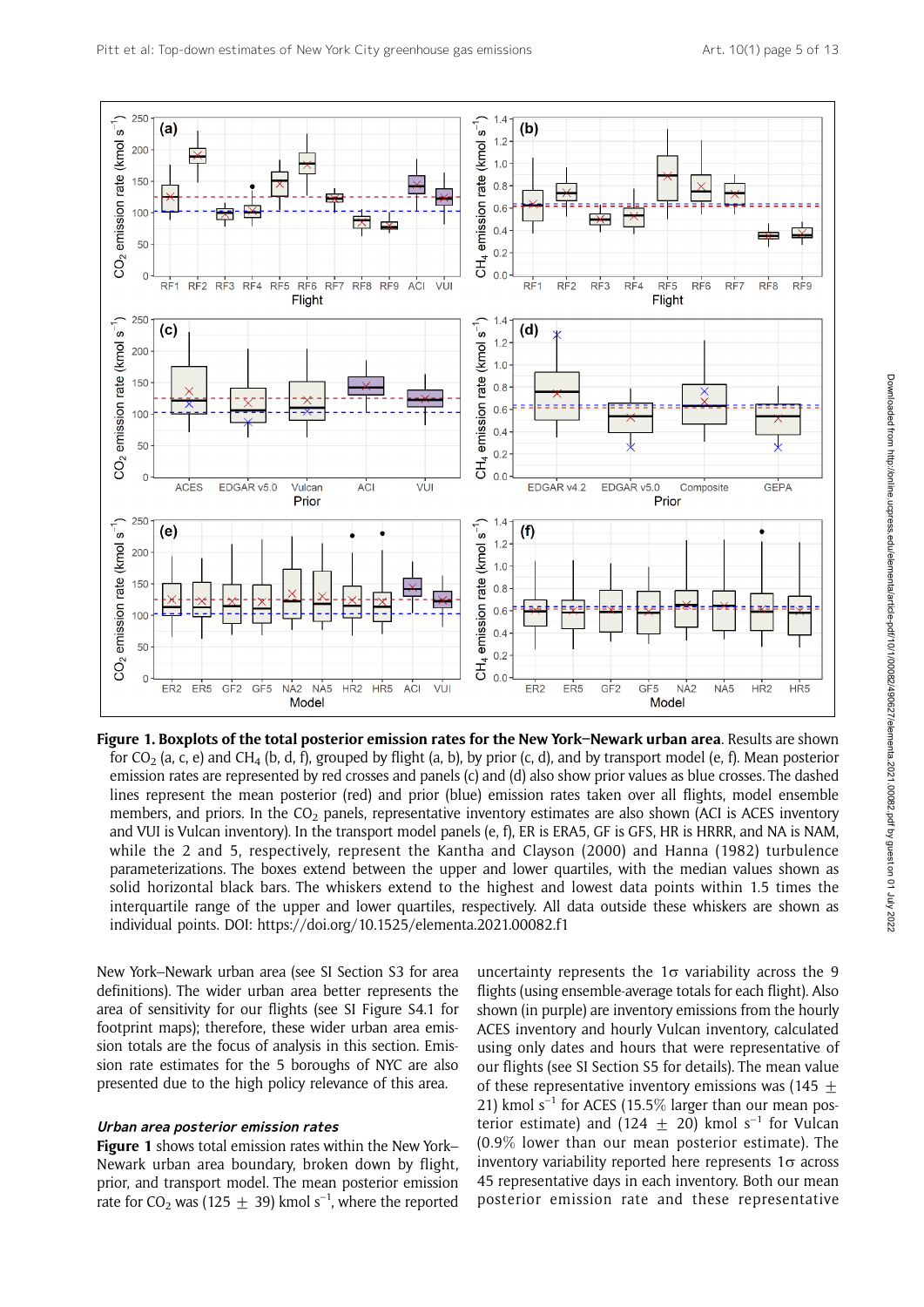**Figure 1. Boxplots of the total posterior emission rates for the New York–Newark urban area.** Results are shown for $CO_2$ (a, c, e) and $CH_4$ (b, d, f), grouped by flight (a, b), by prior (c, d), and by transport model (e, f). Mean posterior emission rates are represented by red crosses and panels (c) and (d) also show prior values as blue crosses. The dashed lines represent the mean posterior (red) and prior (blue) emission rates taken over all flights, model ensemble members, and priors. In the $CO_2$ panels, representative inventory estimates are also shown (ACI is ACES inventory and VUI is Vulcan inventory). In the transport model panels (e, f), ER is ERA5, GF is GFS, HR is HRRR, and NA is NAM, while the 2 and 5, respectively, represent the Kantha and Clayson (2000) and Hanna (1982) turbulence parameterizations. The boxes extend between the upper and lower quartiles, with the median values shown as solid horizontal black bars. The whiskers extend to the highest and lowest data points within 1.5 times the interquartile range of the upper and lower quartiles, respectively. All data outside these whiskers are shown as individual points. DOI: https://doi.org/10.1525/elementa.2021.00082.f1

New York–Newark urban area (see SI Section S3 for area definitions). The wider urban area better represents the area of sensitivity for our flights (see SI Figure S4.1 for footprint maps); therefore, these wider urban area emission totals are the focus of analysis in this section. Emission rate estimates for the 5 boroughs of NYC are also presented due to the high policy relevance of this area.

### *Urban area posterior emission rates*

**Figure 1** shows total emission rates within the New York–Newark urban area boundary, broken down by flight, prior, and transport model. The mean posterior emission rate for $CO_2$ was (125 $\pm$ 39) kmol $s^{-1}$, where the reported uncertainty represents the 1$\sigma$ variability across the 9 flights (using ensemble-average totals for each flight). Also shown (in purple) are inventory emissions from the hourly ACES inventory and hourly Vulcan inventory, calculated using only dates and hours that were representative of our flights (see SI Section S5 for details). The mean value of these representative inventory emissions was (145 $\pm$ 21) kmol $s^{-1}$ for ACES (15.5% larger than our mean posterior estimate) and (124 $\pm$ 20) kmol $s^{-1}$ for Vulcan (0.9% lower than our mean posterior estimate). The inventory variability reported here represents 1$\sigma$ across 45 representative days in each inventory. Both our mean posterior emission rate and these representative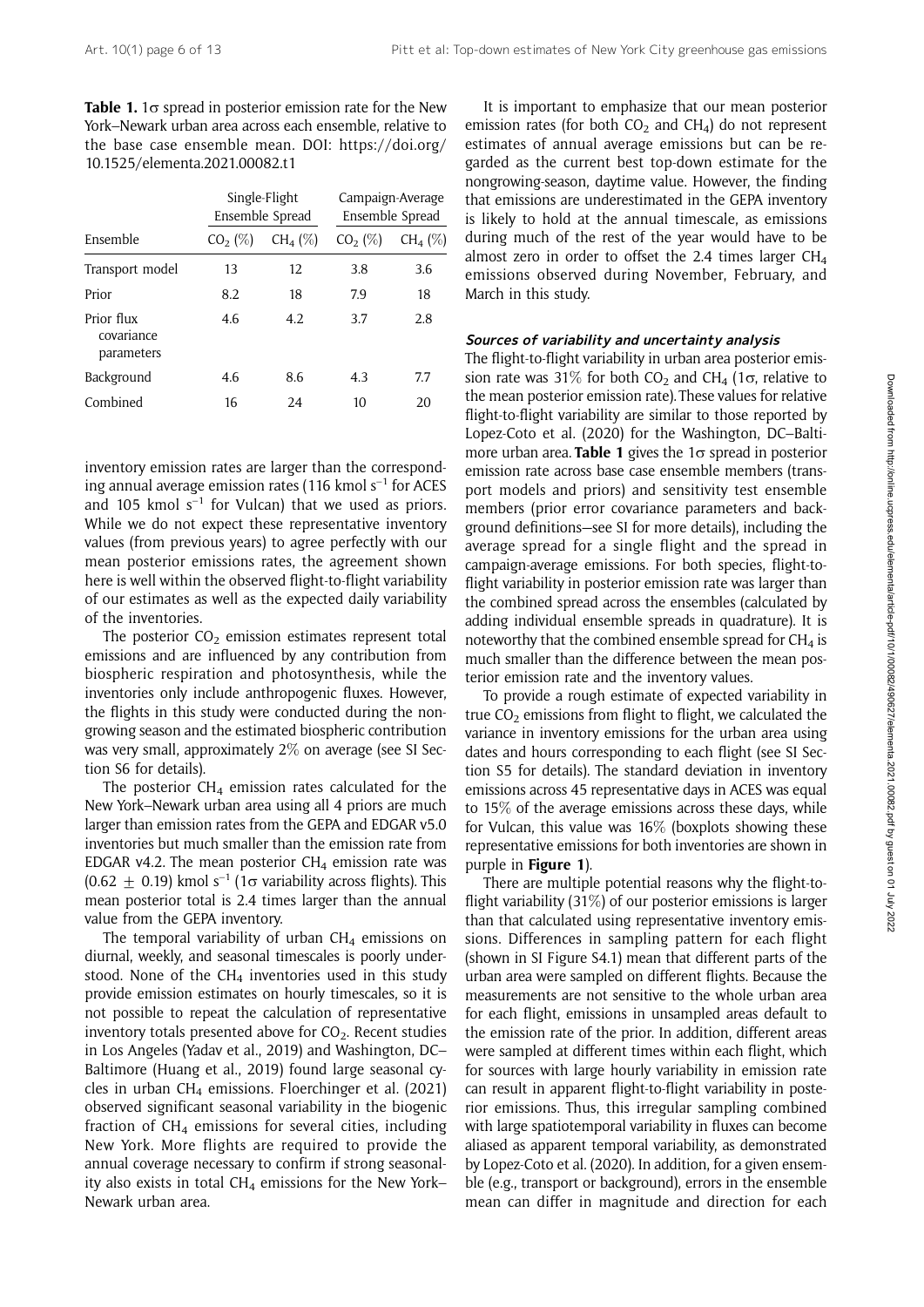**Table 1.** 1σ spread in posterior emission rate for the New York–Newark urban area across each ensemble, relative to the base case ensemble mean. DOI: https://doi.org/10.1525/elementa.2021.00082.t1

| | Single-Flight Ensemble Spread | | Campaign-Average Ensemble Spread | |
|---|---|---|---|---|
| Ensemble | $CO_2$ (%) | $CH_4$ (%) | $CO_2$ (%) | $CH_4$ (%) |
| Transport model | 13 | 12 | 3.8 | 3.6 |
| Prior | 8.2 | 18 | 7.9 | 18 |
| Prior flux covariance parameters | 4.6 | 4.2 | 3.7 | 2.8 |
| Background | 4.6 | 8.6 | 4.3 | 7.7 |
| Combined | 16 | 24 | 10 | 20 |

inventory emission rates are larger than the corresponding annual average emission rates (116 kmol $s^{-1}$ for ACES and 105 kmol $s^{-1}$ for Vulcan) that we used as priors. While we do not expect these representative inventory values (from previous years) to agree perfectly with our mean posterior emissions rates, the agreement shown here is well within the observed flight-to-flight variability of our estimates as well as the expected daily variability of the inventories.

The posterior $CO_2$ emission estimates represent total emissions and are influenced by any contribution from biospheric respiration and photosynthesis, while the inventories only include anthropogenic fluxes. However, the flights in this study were conducted during the nongrowing season and the estimated biospheric contribution was very small, approximately 2% on average (see SI Section S6 for details).

The posterior $CH_4$ emission rates calculated for the New York–Newark urban area using all 4 priors are much larger than emission rates from the GEPA and EDGAR v5.0 inventories but much smaller than the emission rate from EDGAR v4.2. The mean posterior $CH_4$ emission rate was (0.62 $\pm$ 0.19) kmol $s^{-1}$ (1σ variability across flights). This mean posterior total is 2.4 times larger than the annual value from the GEPA inventory.

The temporal variability of urban $CH_4$ emissions on diurnal, weekly, and seasonal timescales is poorly understood. None of the $CH_4$ inventories used in this study provide emission estimates on hourly timescales, so it is not possible to repeat the calculation of representative inventory totals presented above for $CO_2$. Recent studies in Los Angeles (Yadav et al., 2019) and Washington, DC–Baltimore (Huang et al., 2019) found large seasonal cycles in urban $CH_4$ emissions. Floerchinger et al. (2021) observed significant seasonal variability in the biogenic fraction of $CH_4$ emissions for several cities, including New York. More flights are required to provide the annual coverage necessary to confirm if strong seasonality also exists in total $CH_4$ emissions for the New York–Newark urban area.

It is important to emphasize that our mean posterior emission rates (for both $CO_2$ and $CH_4$) do not represent estimates of annual average emissions but can be regarded as the current best top-down estimate for the nongrowing-season, daytime value. However, the finding that emissions are underestimated in the GEPA inventory is likely to hold at the annual timescale, as emissions during much of the rest of the year would have to be almost zero in order to offset the 2.4 times larger $CH_4$ emissions observed during November, February, and March in this study.

### *Sources of variability and uncertainty analysis*

The flight-to-flight variability in urban area posterior emission rate was 31% for both $CO_2$ and $CH_4$ (1σ, relative to the mean posterior emission rate). These values for relative flight-to-flight variability are similar to those reported by Lopez-Coto et al. (2020) for the Washington, DC–Baltimore urban area. **Table 1** gives the 1σ spread in posterior emission rate across base case ensemble members (transport models and priors) and sensitivity test ensemble members (prior error covariance parameters and background definitions—see SI for more details), including the average spread for a single flight and the spread in campaign-average emissions. For both species, flight-to-flight variability in posterior emission rate was larger than the combined spread across the ensembles (calculated by adding individual ensemble spreads in quadrature). It is noteworthy that the combined ensemble spread for $CH_4$ is much smaller than the difference between the mean posterior emission rate and the inventory values.

To provide a rough estimate of expected variability in true $CO_2$ emissions from flight to flight, we calculated the variance in inventory emissions for the urban area using dates and hours corresponding to each flight (see SI Section S5 for details). The standard deviation in inventory emissions across 45 representative days in ACES was equal to 15% of the average emissions across these days, while for Vulcan, this value was 16% (boxplots showing these representative emissions for both inventories are shown in purple in **Figure 1**).

There are multiple potential reasons why the flight-to-flight variability (31%) of our posterior emissions is larger than that calculated using representative inventory emissions. Differences in sampling pattern for each flight (shown in SI Figure S4.1) mean that different parts of the urban area were sampled on different flights. Because the measurements are not sensitive to the whole urban area for each flight, emissions in unsampled areas default to the emission rate of the prior. In addition, different areas were sampled at different times within each flight, which for sources with large hourly variability in emission rate can result in apparent flight-to-flight variability in posterior emissions. Thus, this irregular sampling combined with large spatiotemporal variability in fluxes can become aliased as apparent temporal variability, as demonstrated by Lopez-Coto et al. (2020). In addition, for a given ensemble (e.g., transport or background), errors in the ensemble mean can differ in magnitude and direction for each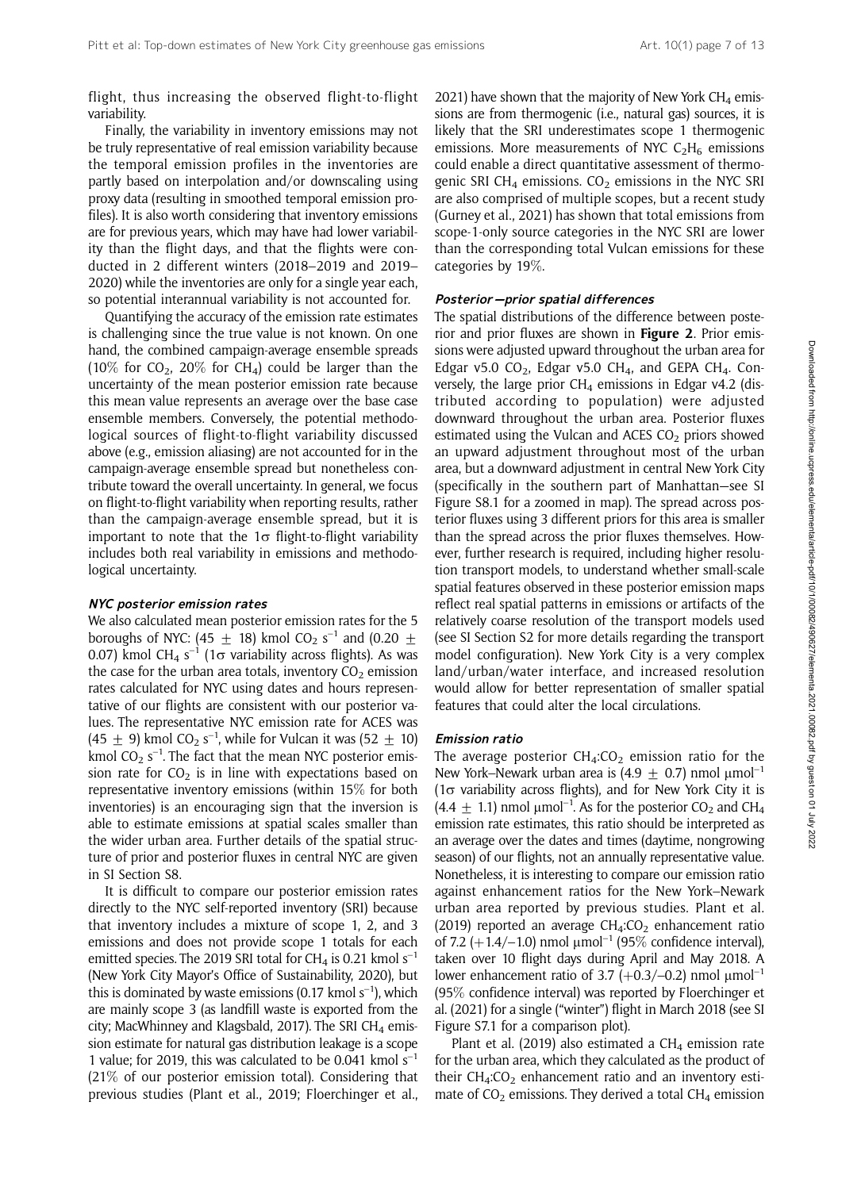flight, thus increasing the observed flight-to-flight variability.

Finally, the variability in inventory emissions may not be truly representative of real emission variability because the temporal emission profiles in the inventories are partly based on interpolation and/or downscaling using proxy data (resulting in smoothed temporal emission profiles). It is also worth considering that inventory emissions are for previous years, which may have had lower variability than the flight days, and that the flights were conducted in 2 different winters (2018–2019 and 2019–2020) while the inventories are only for a single year each, so potential interannual variability is not accounted for.

Quantifying the accuracy of the emission rate estimates is challenging since the true value is not known. On one hand, the combined campaign-average ensemble spreads (10% for $CO_2$, 20% for $CH_4$) could be larger than the uncertainty of the mean posterior emission rate because this mean value represents an average over the base case ensemble members. Conversely, the potential methodological sources of flight-to-flight variability discussed above (e.g., emission aliasing) are not accounted for in the campaign-average ensemble spread but nonetheless contribute toward the overall uncertainty. In general, we focus on flight-to-flight variability when reporting results, rather than the campaign-average ensemble spread, but it is important to note that the $1\sigma$ flight-to-flight variability includes both real variability in emissions and methodological uncertainty.

#### *NYC posterior emission rates*

We also calculated mean posterior emission rates for the 5 boroughs of NYC: (45 $\pm$ 18) kmol $CO_2$ $s^{-1}$ and (0.20 $\pm$ 0.07) kmol $CH_4$ $s^{-1}$ ($1\sigma$ variability across flights). As was the case for the urban area totals, inventory $CO_2$ emission rates calculated for NYC using dates and hours representative of our flights are consistent with our posterior values. The representative NYC emission rate for ACES was (45 $\pm$ 9) kmol $CO_2$ $s^{-1}$, while for Vulcan it was (52 $\pm$ 10) kmol $CO_2$ $s^{-1}$. The fact that the mean NYC posterior emission rate for $CO_2$ is in line with expectations based on representative inventory emissions (within 15% for both inventories) is an encouraging sign that the inversion is able to estimate emissions at spatial scales smaller than the wider urban area. Further details of the spatial structure of prior and posterior fluxes in central NYC are given in SI Section S8.

It is difficult to compare our posterior emission rates directly to the NYC self-reported inventory (SRI) because that inventory includes a mixture of scope 1, 2, and 3 emissions and does not provide scope 1 totals for each emitted species. The 2019 SRI total for $CH_4$ is 0.21 kmol $s^{-1}$ (New York City Mayor's Office of Sustainability, 2020), but this is dominated by waste emissions (0.17 kmol $s^{-1}$), which are mainly scope 3 (as landfill waste is exported from the city; MacWhinney and Klagsbald, 2017). The SRI $CH_4$ emission estimate for natural gas distribution leakage is a scope 1 value; for 2019, this was calculated to be 0.041 kmol $s^{-1}$ (21% of our posterior emission total). Considering that previous studies (Plant et al., 2019; Floerchinger et al., 2021) have shown that the majority of New York $CH_4$ emissions are from thermogenic (i.e., natural gas) sources, it is likely that the SRI underestimates scope 1 thermogenic emissions. More measurements of NYC $C_2H_6$ emissions could enable a direct quantitative assessment of thermogenic SRI $CH_4$ emissions. $CO_2$ emissions in the NYC SRI are also comprised of multiple scopes, but a recent study (Gurney et al., 2021) has shown that total emissions from scope-1-only source categories in the NYC SRI are lower than the corresponding total Vulcan emissions for these categories by 19%.

#### *Posterior—prior spatial differences*

The spatial distributions of the difference between posterior and prior fluxes are shown in **Figure 2**. Prior emissions were adjusted upward throughout the urban area for Edgar v5.0 $CO_2$, Edgar v5.0 $CH_4$, and GEPA $CH_4$. Conversely, the large prior $CH_4$ emissions in Edgar v4.2 (distributed according to population) were adjusted downward throughout the urban area. Posterior fluxes estimated using the Vulcan and ACES $CO_2$ priors showed an upward adjustment throughout most of the urban area, but a downward adjustment in central New York City (specifically in the southern part of Manhattan—see SI Figure S8.1 for a zoomed in map). The spread across posterior fluxes using 3 different priors for this area is smaller than the spread across the prior fluxes themselves. However, further research is required, including higher resolution transport models, to understand whether small-scale spatial features observed in these posterior emission maps reflect real spatial patterns in emissions or artifacts of the relatively coarse resolution of the transport models used (see SI Section S2 for more details regarding the transport model configuration). New York City is a very complex land/urban/water interface, and increased resolution would allow for better representation of smaller spatial features that could alter the local circulations.

#### *Emission ratio*

The average posterior $CH_4$:$CO_2$ emission ratio for the New York–Newark urban area is (4.9 $\pm$ 0.7) nmol $\mu mol^{-1}$ ($1\sigma$ variability across flights), and for New York City it is (4.4 $\pm$ 1.1) nmol $\mu mol^{-1}$. As for the posterior $CO_2$ and $CH_4$ emission rate estimates, this ratio should be interpreted as an average over the dates and times (daytime, nongrowing season) of our flights, not an annually representative value. Nonetheless, it is interesting to compare our emission ratio against enhancement ratios for the New York–Newark urban area reported by previous studies. Plant et al. (2019) reported an average $CH_4$:$CO_2$ enhancement ratio of 7.2 (+1.4/–1.0) nmol $\mu mol^{-1}$ (95% confidence interval), taken over 10 flight days during April and May 2018. A lower enhancement ratio of 3.7 (+0.3/–0.2) nmol $\mu mol^{-1}$ (95% confidence interval) was reported by Floerchinger et al. (2021) for a single ("winter") flight in March 2018 (see SI Figure S7.1 for a comparison plot).

Plant et al. (2019) also estimated a $CH_4$ emission rate for the urban area, which they calculated as the product of their $CH_4$:$CO_2$ enhancement ratio and an inventory estimate of $CO_2$ emissions. They derived a total $CH_4$ emission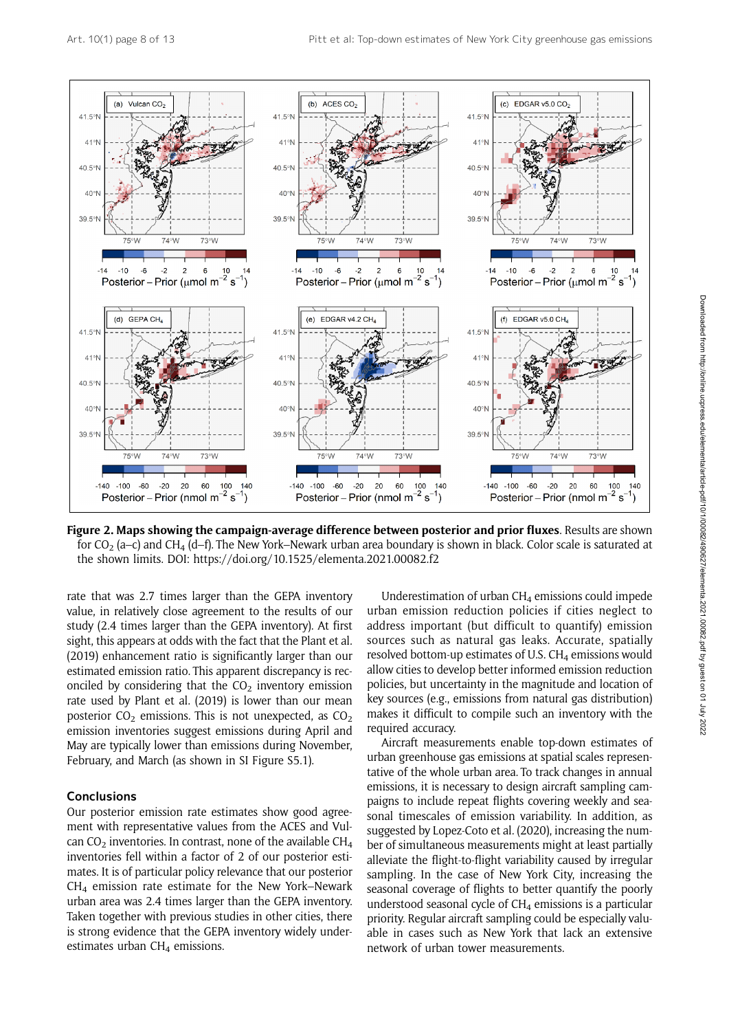**Figure 2. Maps showing the campaign-average difference between posterior and prior fluxes**. Results are shown for $CO_2$ (a–c) and $CH_4$ (d–f). The New York–Newark urban area boundary is shown in black. Color scale is saturated at the shown limits. DOI: https://doi.org/10.1525/elementa.2021.00082.f2

rate that was 2.7 times larger than the GEPA inventory value, in relatively close agreement to the results of our study (2.4 times larger than the GEPA inventory). At first sight, this appears at odds with the fact that the Plant et al. (2019) enhancement ratio is significantly larger than our estimated emission ratio. This apparent discrepancy is reconciled by considering that the $CO_2$ inventory emission rate used by Plant et al. (2019) is lower than our mean posterior $CO_2$ emissions. This is not unexpected, as $CO_2$ emission inventories suggest emissions during April and May are typically lower than emissions during November, February, and March (as shown in SI Figure S5.1).

## Conclusions

Our posterior emission rate estimates show good agreement with representative values from the ACES and Vulcan $CO_2$ inventories. In contrast, none of the available $CH_4$ inventories fell within a factor of 2 of our posterior estimates. It is of particular policy relevance that our posterior $CH_4$ emission rate estimate for the New York–Newark urban area was 2.4 times larger than the GEPA inventory. Taken together with previous studies in other cities, there is strong evidence that the GEPA inventory widely underestimates urban $CH_4$ emissions.

Underestimation of urban $CH_4$ emissions could impede urban emission reduction policies if cities neglect to address important (but difficult to quantify) emission sources such as natural gas leaks. Accurate, spatially resolved bottom-up estimates of U.S. $CH_4$ emissions would allow cities to develop better informed emission reduction policies, but uncertainty in the magnitude and location of key sources (e.g., emissions from natural gas distribution) makes it difficult to compile such an inventory with the required accuracy.

Aircraft measurements enable top-down estimates of urban greenhouse gas emissions at spatial scales representative of the whole urban area. To track changes in annual emissions, it is necessary to design aircraft sampling campaigns to include repeat flights covering weekly and seasonal timescales of emission variability. In addition, as suggested by Lopez-Coto et al. (2020), increasing the number of simultaneous measurements might at least partially alleviate the flight-to-flight variability caused by irregular sampling. In the case of New York City, increasing the seasonal coverage of flights to better quantify the poorly understood seasonal cycle of $CH_4$ emissions is a particular priority. Regular aircraft sampling could be especially valuable in cases such as New York that lack an extensive network of urban tower measurements.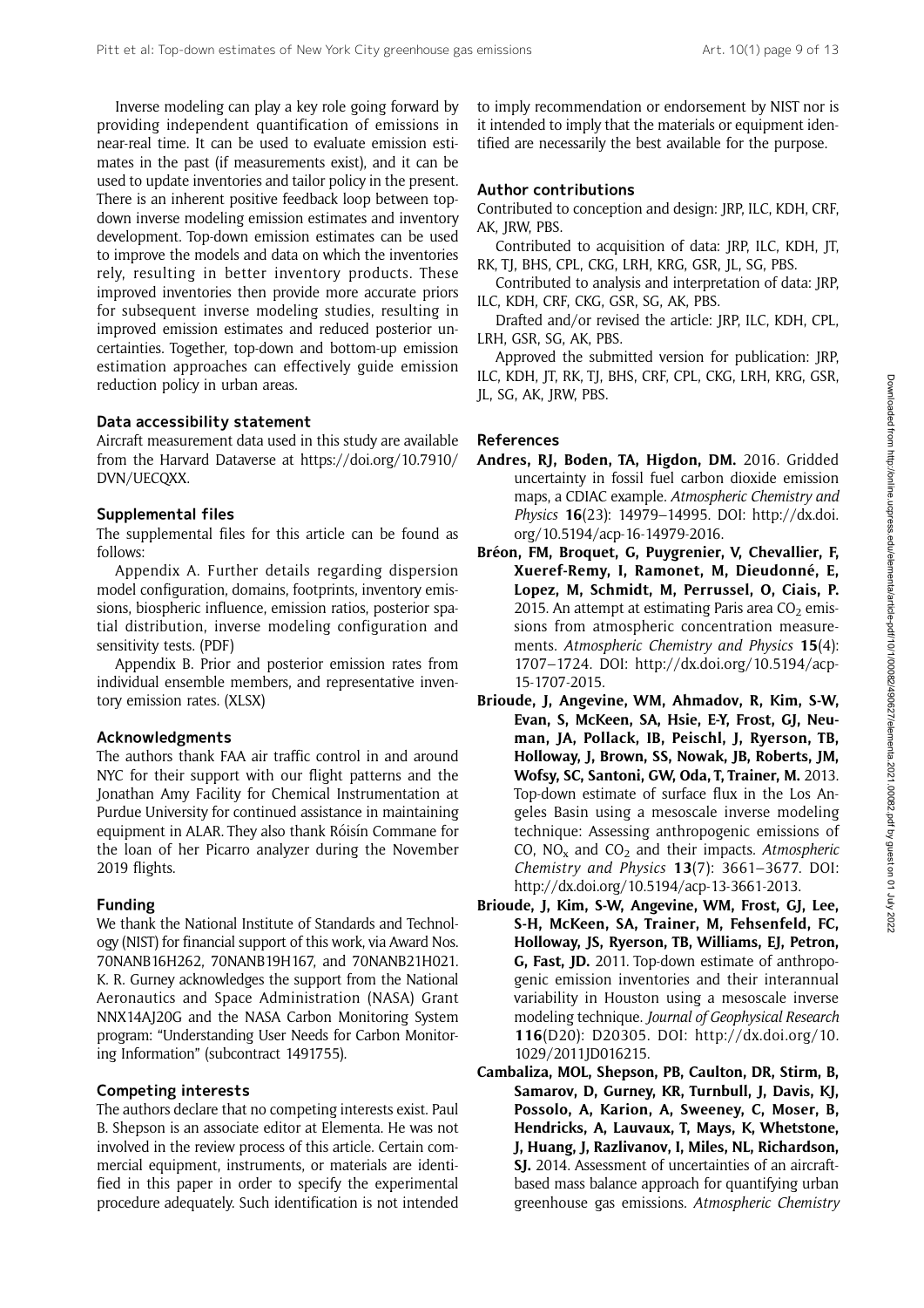Inverse modeling can play a key role going forward by providing independent quantification of emissions in near-real time. It can be used to evaluate emission estimates in the past (if measurements exist), and it can be used to update inventories and tailor policy in the present. There is an inherent positive feedback loop between top-down inverse modeling emission estimates and inventory development. Top-down emission estimates can be used to improve the models and data on which the inventories rely, resulting in better inventory products. These improved inventories then provide more accurate priors for subsequent inverse modeling studies, resulting in improved emission estimates and reduced posterior uncertainties. Together, top-down and bottom-up emission estimation approaches can effectively guide emission reduction policy in urban areas.

## Data accessibility statement

Aircraft measurement data used in this study are available from the Harvard Dataverse at https://doi.org/10.7910/DVN/UECQXX.

## Supplemental files

The supplemental files for this article can be found as follows:

Appendix A. Further details regarding dispersion model configuration, domains, footprints, inventory emissions, biospheric influence, emission ratios, posterior spatial distribution, inverse modeling configuration and sensitivity tests. (PDF)

Appendix B. Prior and posterior emission rates from individual ensemble members, and representative inventory emission rates. (XLSX)

## Acknowledgments

The authors thank FAA air traffic control in and around NYC for their support with our flight patterns and the Jonathan Amy Facility for Chemical Instrumentation at Purdue University for continued assistance in maintaining equipment in ALAR. They also thank Róisín Commane for the loan of her Picarro analyzer during the November 2019 flights.

## Funding

We thank the National Institute of Standards and Technology (NIST) for financial support of this work, via Award Nos. 70NANB16H262, 70NANB19H167, and 70NANB21H021. K. R. Gurney acknowledges the support from the National Aeronautics and Space Administration (NASA) Grant NNX14AJ20G and the NASA Carbon Monitoring System program: "Understanding User Needs for Carbon Monitoring Information" (subcontract 1491755).

## Competing interests

The authors declare that no competing interests exist. Paul B. Shepson is an associate editor at Elementa. He was not involved in the review process of this article. Certain commercial equipment, instruments, or materials are identified in this paper in order to specify the experimental procedure adequately. Such identification is not intended to imply recommendation or endorsement by NIST nor is it intended to imply that the materials or equipment identified are necessarily the best available for the purpose.

## Author contributions

Contributed to conception and design: JRP, ILC, KDH, CRF, AK, JRW, PBS.

Contributed to acquisition of data: JRP, ILC, KDH, JT, RK, TJ, BHS, CPL, CKG, LRH, KRG, GSR, JL, SG, PBS.

Contributed to analysis and interpretation of data: JRP, ILC, KDH, CRF, CKG, GSR, SG, AK, PBS.

Drafted and/or revised the article: JRP, ILC, KDH, CPL, LRH, GSR, SG, AK, PBS.

Approved the submitted version for publication: JRP, ILC, KDH, JT, RK, TJ, BHS, CRF, CPL, CKG, LRH, KRG, GSR, JL, SG, AK, JRW, PBS.

## References

**Andres, RJ, Boden, TA, Higdon, DM.** 2016. Gridded uncertainty in fossil fuel carbon dioxide emission maps, a CDIAC example. *Atmospheric Chemistry and Physics* **16**(23): 14979–14995. DOI: http://dx.doi.org/10.5194/acp-16-14979-2016.

**Bréon, FM, Broquet, G, Puygrenier, V, Chevallier, F, Xueref-Remy, I, Ramonet, M, Dieudonné, E, Lopez, M, Schmidt, M, Perrussel, O, Ciais, P.** 2015. An attempt at estimating Paris area $CO_2$ emissions from atmospheric concentration measurements. *Atmospheric Chemistry and Physics* **15**(4): 1707–1724. DOI: http://dx.doi.org/10.5194/acp-15-1707-2015.

**Brioude, J, Angevine, WM, Ahmadov, R, Kim, S-W, Evan, S, McKeen, SA, Hsie, E-Y, Frost, GJ, Neuman, JA, Pollack, IB, Peischl, J, Ryerson, TB, Holloway, J, Brown, SS, Nowak, JB, Roberts, JM, Wofsy, SC, Santoni, GW, Oda, T, Trainer, M.** 2013. Top-down estimate of surface flux in the Los Angeles Basin using a mesoscale inverse modeling technique: Assessing anthropogenic emissions of CO, $NO_x$ and $CO_2$ and their impacts. *Atmospheric Chemistry and Physics* **13**(7): 3661–3677. DOI: http://dx.doi.org/10.5194/acp-13-3661-2013.

**Brioude, J, Kim, S-W, Angevine, WM, Frost, GJ, Lee, S-H, McKeen, SA, Trainer, M, Fehsenfeld, FC, Holloway, JS, Ryerson, TB, Williams, EJ, Petron, G, Fast, JD.** 2011. Top-down estimate of anthropogenic emission inventories and their interannual variability in Houston using a mesoscale inverse modeling technique. *Journal of Geophysical Research* **116**(D20): D20305. DOI: http://dx.doi.org/10.1029/2011JD016215.

**Cambaliza, MOL, Shepson, PB, Caulton, DR, Stirm, B, Samarov, D, Gurney, KR, Turnbull, J, Davis, KJ, Possolo, A, Karion, A, Sweeney, C, Moser, B, Hendricks, A, Lauvaux, T, Mays, K, Whetstone, J, Huang, J, Razlivanov, I, Miles, NL, Richardson, SJ.** 2014. Assessment of uncertainties of an aircraft-based mass balance approach for quantifying urban greenhouse gas emissions. *Atmospheric Chemistry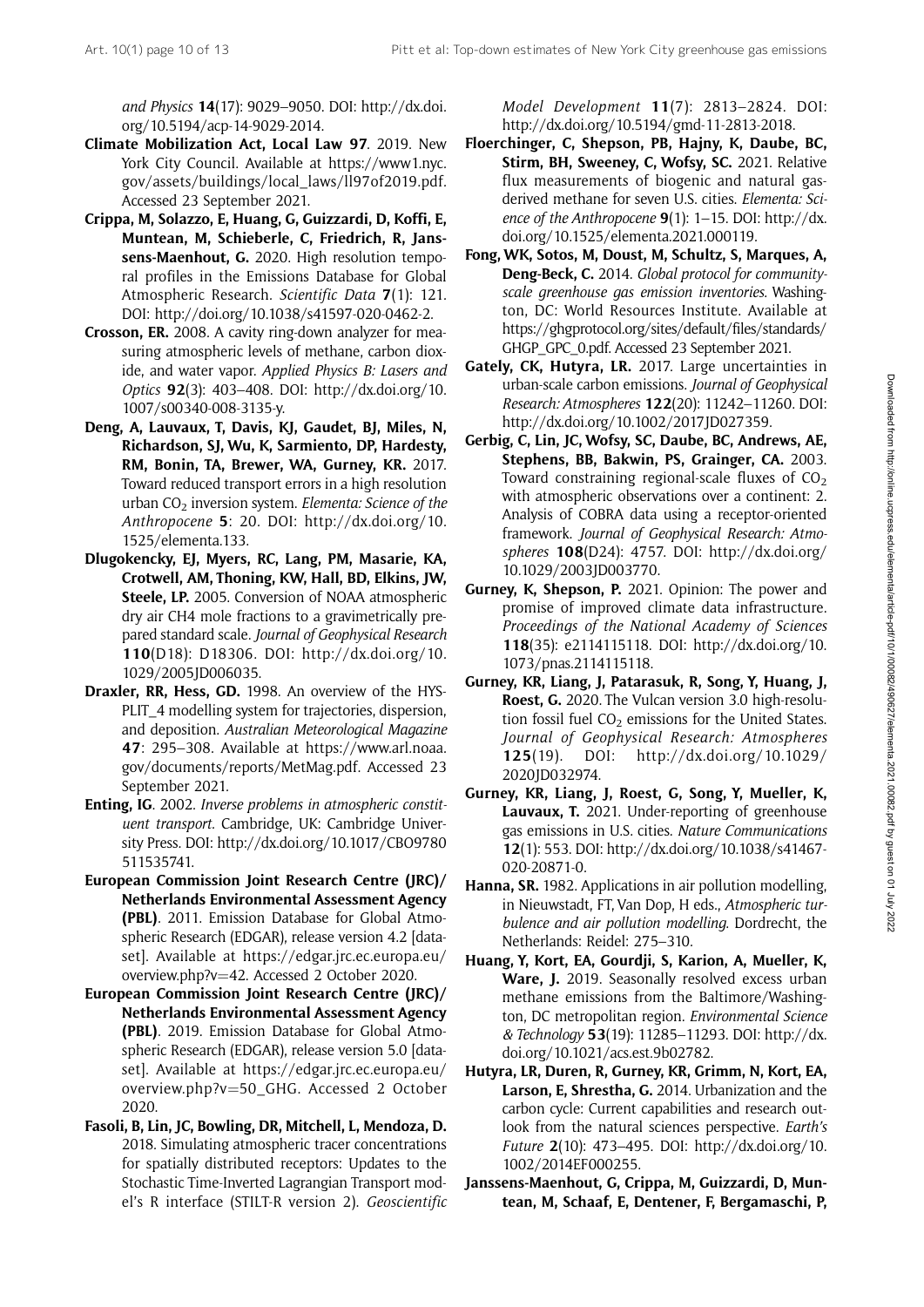*and Physics* **14**(17): 9029–9050. DOI: http://dx.doi.org/10.5194/acp-14-9029-2014.

**Climate Mobilization Act, Local Law 97**. 2019. New York City Council. Available at https://www1.nyc.gov/assets/buildings/local_laws/ll97of2019.pdf. Accessed 23 September 2021.

**Crippa, M, Solazzo, E, Huang, G, Guizzardi, D, Koffi, E, Muntean, M, Schieberle, C, Friedrich, R, Janssens-Maenhout, G.** 2020. High resolution temporal profiles in the Emissions Database for Global Atmospheric Research. *Scientific Data* **7**(1): 121. DOI: http://doi.org/10.1038/s41597-020-0462-2.

**Crosson, ER.** 2008. A cavity ring-down analyzer for measuring atmospheric levels of methane, carbon dioxide, and water vapor. *Applied Physics B: Lasers and Optics* **92**(3): 403–408. DOI: http://dx.doi.org/10.1007/s00340-008-3135-y.

**Deng, A, Lauvaux, T, Davis, KJ, Gaudet, BJ, Miles, N, Richardson, SJ, Wu, K, Sarmiento, DP, Hardesty, RM, Bonin, TA, Brewer, WA, Gurney, KR.** 2017. Toward reduced transport errors in a high resolution urban $CO_2$ inversion system. *Elementa: Science of the Anthropocene* **5**: 20. DOI: http://dx.doi.org/10.1525/elementa.133.

**Dlugokencky, EJ, Myers, RC, Lang, PM, Masarie, KA, Crotwell, AM, Thoning, KW, Hall, BD, Elkins, JW, Steele, LP.** 2005. Conversion of NOAA atmospheric dry air CH4 mole fractions to a gravimetrically prepared standard scale. *Journal of Geophysical Research* **110**(D18): D18306. DOI: http://dx.doi.org/10.1029/2005JD006035.

**Draxler, RR, Hess, GD.** 1998. An overview of the HYSPLIT_4 modelling system for trajectories, dispersion, and deposition. *Australian Meteorological Magazine* **47**: 295–308. Available at https://www.arl.noaa.gov/documents/reports/MetMag.pdf. Accessed 23 September 2021.

**Enting, IG**. 2002. *Inverse problems in atmospheric constituent transport*. Cambridge, UK: Cambridge University Press. DOI: http://dx.doi.org/10.1017/CBO9780511535741.

**European Commission Joint Research Centre (JRC)/ Netherlands Environmental Assessment Agency (PBL)**. 2011. Emission Database for Global Atmospheric Research (EDGAR), release version 4.2 [dataset]. Available at https://edgar.jrc.ec.europa.eu/overview.php?v=42. Accessed 2 October 2020.

**European Commission Joint Research Centre (JRC)/ Netherlands Environmental Assessment Agency (PBL)**. 2019. Emission Database for Global Atmospheric Research (EDGAR), release version 5.0 [dataset]. Available at https://edgar.jrc.ec.europa.eu/overview.php?v=50_GHG. Accessed 2 October 2020.

**Fasoli, B, Lin, JC, Bowling, DR, Mitchell, L, Mendoza, D.** 2018. Simulating atmospheric tracer concentrations for spatially distributed receptors: Updates to the Stochastic Time-Inverted Lagrangian Transport model's R interface (STILT-R version 2). *Geoscientific Model Development* **11**(7): 2813–2824. DOI: http://dx.doi.org/10.5194/gmd-11-2813-2018.

**Floerchinger, C, Shepson, PB, Hajny, K, Daube, BC, Stirm, BH, Sweeney, C, Wofsy, SC.** 2021. Relative flux measurements of biogenic and natural gas-derived methane for seven U.S. cities. *Elementa: Science of the Anthropocene* **9**(1): 1–15. DOI: http://dx.doi.org/10.1525/elementa.2021.000119.

**Fong, WK, Sotos, M, Doust, M, Schultz, S, Marques, A, Deng-Beck, C.** 2014. *Global protocol for community-scale greenhouse gas emission inventories*. Washington, DC: World Resources Institute. Available at https://ghgprotocol.org/sites/default/files/standards/GHGP_GPC_0.pdf. Accessed 23 September 2021.

**Gately, CK, Hutyra, LR.** 2017. Large uncertainties in urban-scale carbon emissions. *Journal of Geophysical Research: Atmospheres* **122**(20): 11242–11260. DOI: http://dx.doi.org/10.1002/2017JD027359.

**Gerbig, C, Lin, JC, Wofsy, SC, Daube, BC, Andrews, AE, Stephens, BB, Bakwin, PS, Grainger, CA.** 2003. Toward constraining regional-scale fluxes of $CO_2$ with atmospheric observations over a continent: 2. Analysis of COBRA data using a receptor-oriented framework. *Journal of Geophysical Research: Atmospheres* **108**(D24): 4757. DOI: http://dx.doi.org/10.1029/2003JD003770.

**Gurney, K, Shepson, P.** 2021. Opinion: The power and promise of improved climate data infrastructure. *Proceedings of the National Academy of Sciences* **118**(35): e2114115118. DOI: http://dx.doi.org/10.1073/pnas.2114115118.

**Gurney, KR, Liang, J, Patarasuk, R, Song, Y, Huang, J, Roest, G.** 2020. The Vulcan version 3.0 high-resolution fossil fuel $CO_2$ emissions for the United States. *Journal of Geophysical Research: Atmospheres* **125**(19). DOI: http://dx.doi.org/10.1029/2020JD032974.

**Gurney, KR, Liang, J, Roest, G, Song, Y, Mueller, K, Lauvaux, T.** 2021. Under-reporting of greenhouse gas emissions in U.S. cities. *Nature Communications* **12**(1): 553. DOI: http://dx.doi.org/10.1038/s41467-020-20871-0.

**Hanna, SR.** 1982. Applications in air pollution modelling, in Nieuwstadt, FT, Van Dop, H eds., *Atmospheric turbulence and air pollution modelling*. Dordrecht, the Netherlands: Reidel: 275–310.

**Huang, Y, Kort, EA, Gourdji, S, Karion, A, Mueller, K, Ware, J.** 2019. Seasonally resolved excess urban methane emissions from the Baltimore/Washington, DC metropolitan region. *Environmental Science & Technology* **53**(19): 11285–11293. DOI: http://dx.doi.org/10.1021/acs.est.9b02782.

**Hutyra, LR, Duren, R, Gurney, KR, Grimm, N, Kort, EA, Larson, E, Shrestha, G.** 2014. Urbanization and the carbon cycle: Current capabilities and research outlook from the natural sciences perspective. *Earth's Future* **2**(10): 473–495. DOI: http://dx.doi.org/10.1002/2014EF000255.

**Janssens-Maenhout, G, Crippa, M, Guizzardi, D, Muntean, M, Schaaf, E, Dentener, F, Bergamaschi, P,**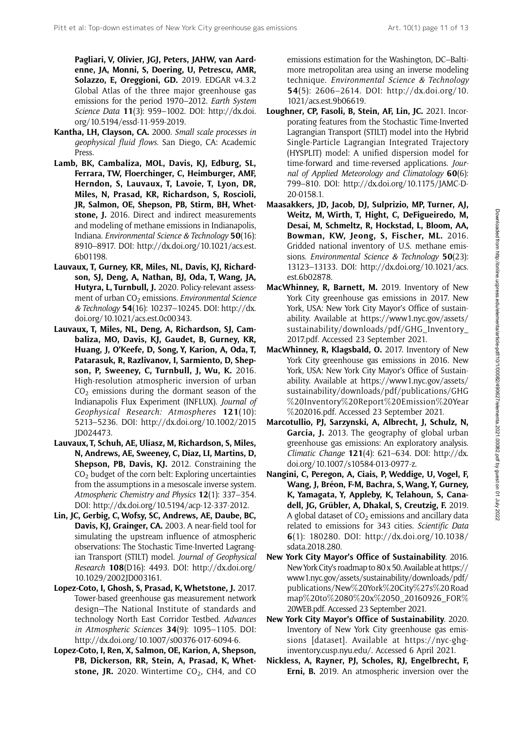**Pagliari, V, Olivier, JGJ, Peters, JAHW, van Aardenne, JA, Monni, S, Doering, U, Petrescu, AMR, Solazzo, E, Oreggioni, GD.** 2019. EDGAR v4.3.2 Global Atlas of the three major greenhouse gas emissions for the period 1970–2012. *Earth System Science Data* **11**(3): 959–1002. DOI: http://dx.doi.org/10.5194/essd-11-959-2019.

**Kantha, LH, Clayson, CA.** 2000. *Small scale processes in geophysical fluid flows*. San Diego, CA: Academic Press.

**Lamb, BK, Cambaliza, MOL, Davis, KJ, Edburg, SL, Ferrara, TW, Floerchinger, C, Heimburger, AMF, Herndon, S, Lauvaux, T, Lavoie, T, Lyon, DR, Miles, N, Prasad, KR, Richardson, S, Roscioli, JR, Salmon, OE, Shepson, PB, Stirm, BH, Whetstone, J.** 2016. Direct and indirect measurements and modeling of methane emissions in Indianapolis, Indiana. *Environmental Science & Technology* **50**(16): 8910–8917. DOI: http://dx.doi.org/10.1021/acs.est.6b01198.

**Lauvaux, T, Gurney, KR, Miles, NL, Davis, KJ, Richardson, SJ, Deng, A, Nathan, BJ, Oda, T, Wang, JA, Hutyra, L, Turnbull, J.** 2020. Policy-relevant assessment of urban $CO_2$ emissions. *Environmental Science & Technology* **54**(16): 10237–10245. DOI: http://dx.doi.org/10.1021/acs.est.0c00343.

**Lauvaux, T, Miles, NL, Deng, A, Richardson, SJ, Cambaliza, MO, Davis, KJ, Gaudet, B, Gurney, KR, Huang, J, O'Keefe, D, Song, Y, Karion, A, Oda, T, Patarasuk, R, Razlivanov, I, Sarmiento, D, Shepson, P, Sweeney, C, Turnbull, J, Wu, K.** 2016. High-resolution atmospheric inversion of urban $CO_2$ emissions during the dormant season of the Indianapolis Flux Experiment (INFLUX). *Journal of Geophysical Research: Atmospheres* **121**(10): 5213–5236. DOI: http://dx.doi.org/10.1002/2015JD024473.

**Lauvaux, T, Schuh, AE, Uliasz, M, Richardson, S, Miles, N, Andrews, AE, Sweeney, C, Diaz, LI, Martins, D, Shepson, PB, Davis, KJ.** 2012. Constraining the $CO_2$ budget of the corn belt: Exploring uncertainties from the assumptions in a mesoscale inverse system. *Atmospheric Chemistry and Physics* **12**(1): 337–354. DOI: http://dx.doi.org/10.5194/acp-12-337-2012.

**Lin, JC, Gerbig, C, Wofsy, SC, Andrews, AE, Daube, BC, Davis, KJ, Grainger, CA.** 2003. A near-field tool for simulating the upstream influence of atmospheric observations: The Stochastic Time-Inverted Lagrangian Transport (STILT) model. *Journal of Geophysical Research* **108**(D16): 4493. DOI: http://dx.doi.org/10.1029/2002JD003161.

**Lopez-Coto, I, Ghosh, S, Prasad, K, Whetstone, J.** 2017. Tower-based greenhouse gas measurement network design—The National Institute of standards and technology North East Corridor Testbed. *Advances in Atmospheric Sciences* **34**(9): 1095–1105. DOI: http://dx.doi.org/10.1007/s00376-017-6094-6.

**Lopez-Coto, I, Ren, X, Salmon, OE, Karion, A, Shepson, PB, Dickerson, RR, Stein, A, Prasad, K, Whetstone, JR.** 2020. Wintertime $CO_2$, CH4, and CO emissions estimation for the Washington, DC–Baltimore metropolitan area using an inverse modeling technique. *Environmental Science & Technology* **54**(5): 2606–2614. DOI: http://dx.doi.org/10.1021/acs.est.9b06619.

**Loughner, CP, Fasoli, B, Stein, AF, Lin, JC.** 2021. Incorporating features from the Stochastic Time-Inverted Lagrangian Transport (STILT) model into the Hybrid Single-Particle Lagrangian Integrated Trajectory (HYSPLIT) model: A unified dispersion model for time-forward and time-reversed applications. *Journal of Applied Meteorology and Climatology* **60**(6): 799–810. DOI: http://dx.doi.org/10.1175/JAMC-D-20-0158.1.

**Maasakkers, JD, Jacob, DJ, Sulprizio, MP, Turner, AJ, Weitz, M, Wirth, T, Hight, C, DeFigueiredo, M, Desai, M, Schmeltz, R, Hockstad, L, Bloom, AA, Bowman, KW, Jeong, S, Fischer, ML.** 2016. Gridded national inventory of U.S. methane emissions. *Environmental Science & Technology* **50**(23): 13123–13133. DOI: http://dx.doi.org/10.1021/acs.est.6b02878.

**MacWhinney, R, Barnett, M.** 2019. Inventory of New York City greenhouse gas emissions in 2017. New York, USA: New York City Mayor's Office of sustainability. Available at https://www1.nyc.gov/assets/sustainability/downloads/pdf/GHG_Inventory_2017.pdf. Accessed 23 September 2021.

**MacWhinney, R, Klagsbald, O.** 2017. Inventory of New York City greenhouse gas emissions in 2016. New York, USA: New York City Mayor's Office of Sustainability. Available at https://www1.nyc.gov/assets/sustainability/downloads/pdf/publications/GHG%20Inventory%20Report%20Emission%20Year%202016.pdf. Accessed 23 September 2021.

**Marcotullio, PJ, Sarzynski, A, Albrecht, J, Schulz, N, Garcia, J.** 2013. The geography of global urban greenhouse gas emissions: An exploratory analysis. *Climatic Change* **121**(4): 621–634. DOI: http://dx.doi.org/10.1007/s10584-013-0977-z.

**Nangini, C, Peregon, A, Ciais, P, Weddige, U, Vogel, F, Wang, J, Bréon, F-M, Bachra, S, Wang, Y, Gurney, K, Yamagata, Y, Appleby, K, Telahoun, S, Canadell, JG, Grübler, A, Dhakal, S, Creutzig, F.** 2019. A global dataset of $CO_2$ emissions and ancillary data related to emissions for 343 cities. *Scientific Data* **6**(1): 180280. DOI: http://dx.doi.org/10.1038/sdata.2018.280.

**New York City Mayor's Office of Sustainability**. 2016. New York City's roadmap to 80 x 50. Available at https://www1.nyc.gov/assets/sustainability/downloads/pdf/publications/New%20York%20City%27s%20Roadmap%20to%2080%20x%2050_20160926_FOR%20WEB.pdf. Accessed 23 September 2021.

**New York City Mayor's Office of Sustainability**. 2020. Inventory of New York City greenhouse gas emissions [dataset]. Available at https://nyc-ghg-inventory.cusp.nyu.edu/. Accessed 6 April 2021.

**Nickless, A, Rayner, PJ, Scholes, RJ, Engelbrecht, F, Erni, B.** 2019. An atmospheric inversion over the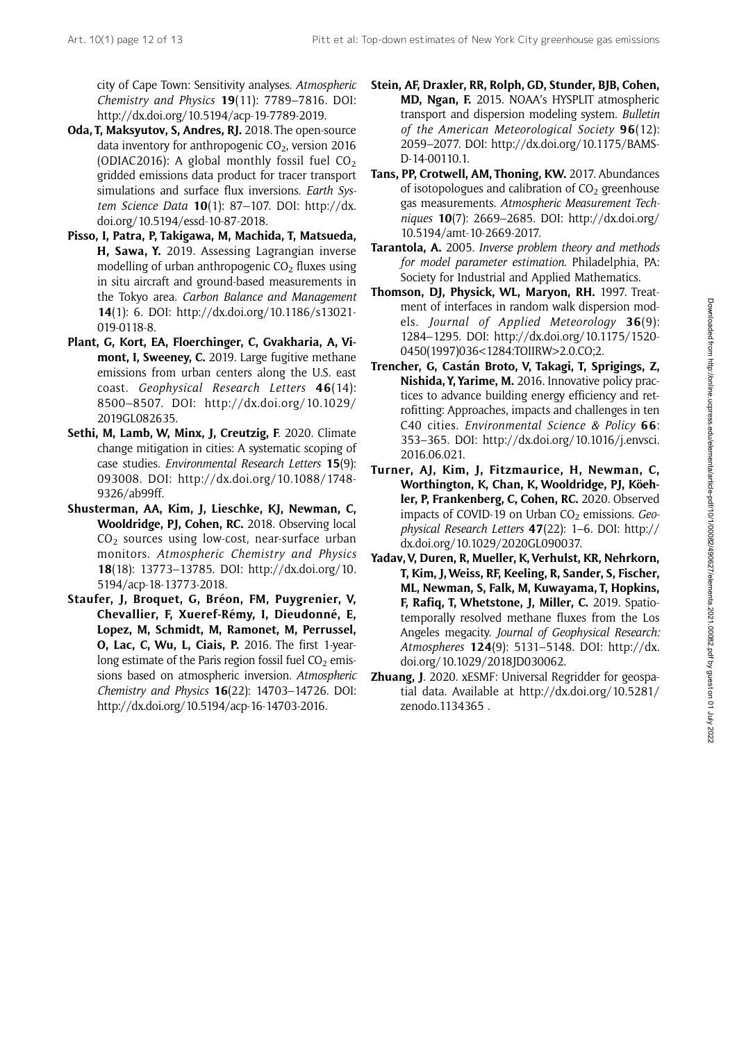city of Cape Town: Sensitivity analyses. *Atmospheric Chemistry and Physics* **19**(11): 7789–7816. DOI: http://dx.doi.org/10.5194/acp-19-7789-2019.

**Oda, T, Maksyutov, S, Andres, RJ.** 2018. The open-source data inventory for anthropogenic $CO_2$, version 2016 (ODIAC2016): A global monthly fossil fuel $CO_2$ gridded emissions data product for tracer transport simulations and surface flux inversions. *Earth System Science Data* **10**(1): 87–107. DOI: http://dx.doi.org/10.5194/essd-10-87-2018.

**Pisso, I, Patra, P, Takigawa, M, Machida, T, Matsueda, H, Sawa, Y.** 2019. Assessing Lagrangian inverse modelling of urban anthropogenic $CO_2$ fluxes using in situ aircraft and ground-based measurements in the Tokyo area. *Carbon Balance and Management* **14**(1): 6. DOI: http://dx.doi.org/10.1186/s13021-019-0118-8.

**Plant, G, Kort, EA, Floerchinger, C, Gvakharia, A, Vimont, I, Sweeney, C.** 2019. Large fugitive methane emissions from urban centers along the U.S. east coast. *Geophysical Research Letters* **46**(14): 8500–8507. DOI: http://dx.doi.org/10.1029/2019GL082635.

**Sethi, M, Lamb, W, Minx, J, Creutzig, F**. 2020. Climate change mitigation in cities: A systematic scoping of case studies. *Environmental Research Letters* **15**(9): 093008. DOI: http://dx.doi.org/10.1088/1748-9326/ab99ff.

**Shusterman, AA, Kim, J, Lieschke, KJ, Newman, C, Wooldridge, PJ, Cohen, RC.** 2018. Observing local $CO_2$ sources using low-cost, near-surface urban monitors. *Atmospheric Chemistry and Physics* **18**(18): 13773–13785. DOI: http://dx.doi.org/10.5194/acp-18-13773-2018.

**Staufer, J, Broquet, G, Bréon, FM, Puygrenier, V, Chevallier, F, Xueref-Rémy, I, Dieudonné, E, Lopez, M, Schmidt, M, Ramonet, M, Perrussel, O, Lac, C, Wu, L, Ciais, P.** 2016. The first 1-year-long estimate of the Paris region fossil fuel $CO_2$ emissions based on atmospheric inversion. *Atmospheric Chemistry and Physics* **16**(22): 14703–14726. DOI: http://dx.doi.org/10.5194/acp-16-14703-2016.

**Stein, AF, Draxler, RR, Rolph, GD, Stunder, BJB, Cohen, MD, Ngan, F.** 2015. NOAA's HYSPLIT atmospheric transport and dispersion modeling system. *Bulletin of the American Meteorological Society* **96**(12): 2059–2077. DOI: http://dx.doi.org/10.1175/BAMS-D-14-00110.1.

**Tans, PP, Crotwell, AM, Thoning, KW.** 2017. Abundances of isotopologues and calibration of $CO_2$ greenhouse gas measurements. *Atmospheric Measurement Techniques* **10**(7): 2669–2685. DOI: http://dx.doi.org/10.5194/amt-10-2669-2017.

**Tarantola, A.** 2005. *Inverse problem theory and methods for model parameter estimation*. Philadelphia, PA: Society for Industrial and Applied Mathematics.

**Thomson, DJ, Physick, WL, Maryon, RH.** 1997. Treatment of interfaces in random walk dispersion models. *Journal of Applied Meteorology* **36**(9): 1284–1295. DOI: http://dx.doi.org/10.1175/1520-0450(1997)036<1284:TOIIRW>2.0.CO;2.

**Trencher, G, Castán Broto, V, Takagi, T, Sprigings, Z, Nishida, Y, Yarime, M.** 2016. Innovative policy practices to advance building energy efficiency and retrofitting: Approaches, impacts and challenges in ten C40 cities. *Environmental Science & Policy* **66**: 353–365. DOI: http://dx.doi.org/10.1016/j.envsci.2016.06.021.

**Turner, AJ, Kim, J, Fitzmaurice, H, Newman, C, Worthington, K, Chan, K, Wooldridge, PJ, Köehler, P, Frankenberg, C, Cohen, RC.** 2020. Observed impacts of COVID-19 on Urban $CO_2$ emissions. *Geophysical Research Letters* **47**(22): 1–6. DOI: http://dx.doi.org/10.1029/2020GL090037.

**Yadav, V, Duren, R, Mueller, K, Verhulst, KR, Nehrkorn, T, Kim, J, Weiss, RF, Keeling, R, Sander, S, Fischer, ML, Newman, S, Falk, M, Kuwayama, T, Hopkins, F, Rafiq, T, Whetstone, J, Miller, C.** 2019. Spatiotemporally resolved methane fluxes from the Los Angeles megacity. *Journal of Geophysical Research: Atmospheres* **124**(9): 5131–5148. DOI: http://dx.doi.org/10.1029/2018JD030062.

**Zhuang, J**. 2020. xESMF: Universal Regridder for geospatial data. Available at http://dx.doi.org/10.5281/zenodo.1134365 .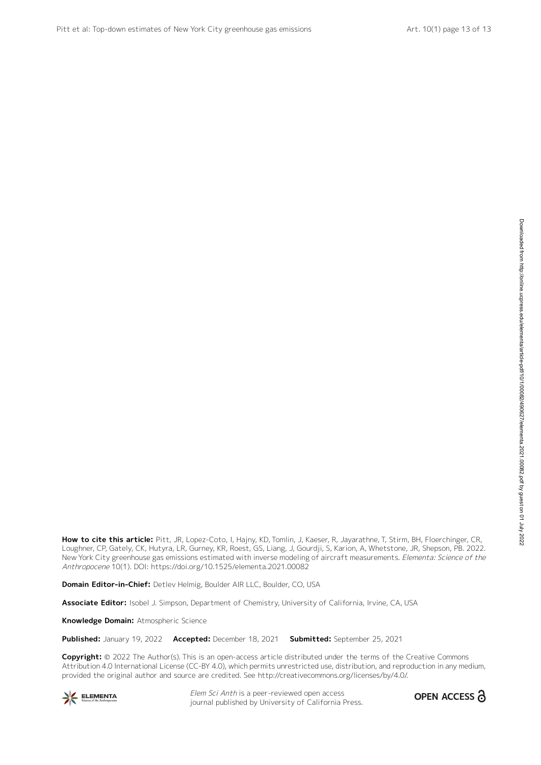**How to cite this article:** Pitt, JR, Lopez-Coto, I, Hajny, KD, Tomlin, J, Kaeser, R, Jayarathne, T, Stirm, BH, Floerchinger, CR, Loughner, CP, Gately, CK, Hutyra, LR, Gurney, KR, Roest, GS, Liang, J, Gourdji, S, Karion, A, Whetstone, JR, Shepson, PB. 2022. New York City greenhouse gas emissions estimated with inverse modeling of aircraft measurements. *Elementa: Science of the Anthropocene* 10(1). DOI: https://doi.org/10.1525/elementa.2021.00082

**Domain Editor-in-Chief:** Detlev Helmig, Boulder AIR LLC, Boulder, CO, USA

**Associate Editor:** Isobel J. Simpson, Department of Chemistry, University of California, Irvine, CA, USA

**Knowledge Domain:** Atmospheric Science

**Published:** January 19, 2022 **Accepted:** December 18, 2021 **Submitted:** September 25, 2021

**Copyright:** © 2022 The Author(s). This is an open-access article distributed under the terms of the Creative Commons Attribution 4.0 International License (CC-BY 4.0), which permits unrestricted use, distribution, and reproduction in any medium, provided the original author and source are credited. See http://creativecommons.org/licenses/by/4.0/.

*Elem Sci Anth* is a peer-reviewed open access journal published by University of California Press.

OPEN ACCESS